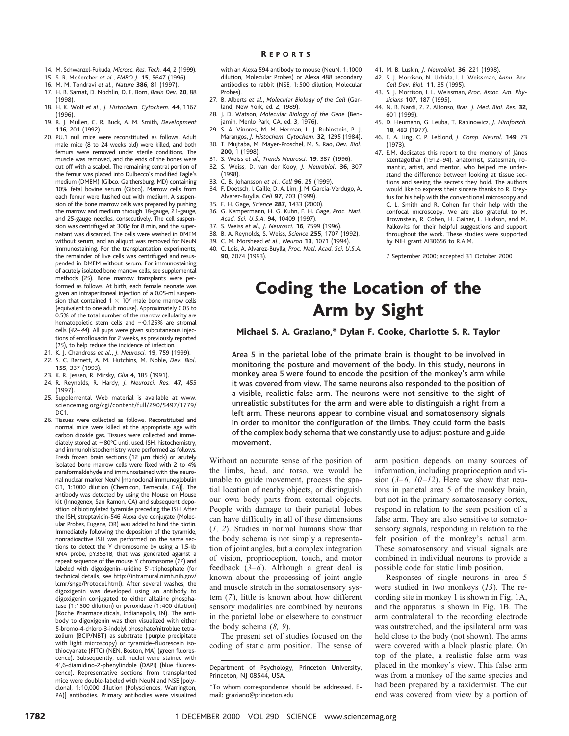14. M. Schwanzel-Fukuda, *Microsc. Res. Tech.* **44**, 2 (1999).
15. S. R. McKercher *et al.*, *EMBO J.* **15**, 5647 (1996).
16. M. M. Tondravi *et al.*, *Nature* **386**, 81 (1997).
17. H. B. Sarnat, D. Nochlin, D. E. Born, *Brain Dev.* **20**, 88 (1998).
18. H. K. Wolf *et al.*, *J. Histochem. Cytochem.* **44**, 1167 (1996).
19. R. J. Mullen, C. R. Buck, A. M. Smith, *Development* **116**, 201 (1992).
20. PU.1 null mice were reconstituted as follows. Adult male mice (8 to 24 weeks old) were killed, and both femurs were removed under sterile conditions. The muscle was removed, and the ends of the bones were cut off with a scalpel. The remaining central portion of the femur was placed into Dulbecco's modified Eagle's medium (DMEM) (Gibco, Gaithersburg, MD) containing 10% fetal bovine serum (Gibco). Marrow cells from each femur were flushed out with medium. A suspension of the bone marrow cells was prepared by pushing the marrow and medium through 18-gauge, 21-gauge, and 25-gauge needles, consecutively. The cell suspension was centrifuged at 300*g* for 8 min, and the supernatant was discarded. The cells were washed in DMEM without serum, and an aliquot was removed for NeuN immunostaining. For the transplantation experiments, the remainder of live cells was centrifuged and resuspended in DMEM without serum. For immunostaining of acutely isolated bone marrow cells, see supplemental methods (*25*). Bone marrow transplants were performed as follows. At birth, each female neonate was given an intraperitoneal injection of a 0.05-ml suspension that contained $1 \times 10^7$ male bone marrow cells (equivalent to one adult mouse). Approximately 0.05 to 0.5% of the total number of the marrow cellularity are hematopoietic stem cells and ~0.125% are stromal cells (*42–44*). All pups were given subcutaneous injections of enrofloxacin for 2 weeks, as previously reported (*15*), to help reduce the incidence of infection.
21. K. J. Chandross *et al.*, *J. Neurosci.* **19**, 759 (1999).
22. S. C. Barnett, A. M. Hutchins, M. Noble, *Dev. Biol.* **155**, 337 (1993).
23. K. R. Jessen, R. Mirsky, *Glia* **4**, 185 (1991).
24. R. Reynolds, R. Hardy, *J. Neurosci. Res.* **47**, 455 (1997).
25. Supplemental Web material is available at www.sciencemag.org/cgi/content/full/290/5497/1779/DC1.
26. Tissues were collected as follows. Reconstituted and normal mice were killed at the appropriate age with carbon dioxide gas. Tissues were collected and immediately stored at −80°C until used. ISH, histochemistry, and immunohistochemistry were performed as follows. Fresh frozen brain sections (12 μm thick) or acutely isolated bone marrow cells were fixed with 2 to 4% paraformaldehyde and immunostained with the neuronal nuclear marker NeuN [monoclonal immunoglobulin G1, 1:1000 dilution (Chemicon, Temecula, CA)]. The antibody was detected by using the Mouse on Mouse kit (Innogenex, San Ramon, CA) and subsequent deposition of biotinylated tyramide preceding the ISH. After the ISH, streptavidin-546 Alexa dye conjugate (Molecular Probes, Eugene, OR) was added to bind the biotin. Immediately following the deposition of the tyramide, nonradioactive ISH was performed on the same sections to detect the Y chromosome by using a 1.5-kb RNA probe, pY3531B, that was generated against a repeat sequence of the mouse Y chromosome (*17*) and labeled with digoxigenin–uridine 5′-triphosphate (for technical details, see http://intramural.nimh.nih.gov/lcmr/snge/Protocol.html). After several washes, the digoxigenin was developed using an antibody to digoxigenin conjugated to either alkaline phosphatase (1:1500 dilution) or peroxidase (1:400 dilution) (Roche Pharmaceuticals, Indianapolis, IN). The antibody to digoxigenin was then visualized with either 5-bromo-4-chloro-3-indolyl phosphate/nitroblue tetrazolium (BCIP/NBT) as substrate (purple precipitate with light microscopy) or tyramide–fluorescein isothiocyanate (FITC) (NEN, Boston, MA) (green fluorescence). Subsequently, cell nuclei were stained with 4′,6-diamidino-2-phenylindole (DAPI) (blue fluorescence). Representative sections from transplanted mice were double-labeled with NeuN and NSE [polyclonal, 1:10,000 dilution (Polysciences, Warrington, PA)] antibodies. Primary antibodies were visualized with an Alexa 594 antibody to mouse (NeuN, 1:1000 dilution, Molecular Probes) or Alexa 488 secondary antibodies to rabbit (NSE, 1:500 dilution, Molecular Probes).
27. B. Alberts *et al.*, *Molecular Biology of the Cell* (Garland, New York, ed. 2, 1989).
28. J. D. Watson, *Molecular Biology of the Gene* (Benjamin, Menlo Park, CA, ed. 3, 1976).
29. S. A. Vinores, M. M. Herman, L. J. Rubinstein, P. J. Marangos, *J. Histochem. Cytochem.* **32**, 1295 (1984).
30. T. Mujtaba, M. Mayer-Proschel, M. S. Rao, *Dev. Biol.* **200**, 1 (1998).
31. S. Weiss *et al.*, *Trends Neurosci.* **19**, 387 (1996).
32. S. Weiss, D. van der Kooy, *J. Neurobiol.* **36**, 307 (1998).
33. C. B. Johansson *et al.*, *Cell* **96**, 25 (1999).
34. F. Doetsch, I. Caille, D. A. Lim, J. M. Garcia-Verdugo, A. Alvarez-Buylla, *Cell* **97**, 703 (1999).
35. F. H. Gage, *Science* **287**, 1433 (2000).
36. G. Kempermann, H. G. Kuhn, F. H. Gage, *Proc. Natl. Acad. Sci. U.S.A.* **94**, 10409 (1997).
37. S. Weiss *et al.*, *J. Neurosci.* **16**, 7599 (1996).
38. B. A. Reynolds, S. Weiss, *Science* **255**, 1707 (1992).
39. C. M. Morshead *et al.*, *Neuron* **13**, 1071 (1994).
40. C. Lois, A. Alvarez-Buylla, *Proc. Natl. Acad. Sci. U.S.A.* **90**, 2074 (1993).
41. M. B. Luskin, *J. Neurobiol.* **36**, 221 (1998).
42. S. J. Morrison, N. Uchida, I. L. Weissman, *Annu. Rev. Cell Dev. Biol.* **11**, 35 (1995).
43. S. J. Morrison, I. L. Weissman, *Proc. Assoc. Am. Physicians* **107**, 187 (1995).
44. N. B. Nardi, Z. Z. Alfonso, *Braz. J. Med. Biol. Res.* **32**, 601 (1999).
45. D. Heumann, G. Leuba, T. Rabinowicz, *J. Hirnforsch.* **18**, 483 (1977).
46. E. A. Ling, C. P. Leblond, *J. Comp. Neurol.* **149**, 73 (1973).
47. E.M. dedicates this report to the memory of János Szentágothai (1912–94), anatomist, statesman, romantic, artist, and mentor, who helped me understand the difference between looking at tissue sections and seeing the secrets they hold. The authors would like to express their sincere thanks to R. Dreyfus for his help with the conventional microscopy and C. L. Smith and R. Cohen for their help with the confocal microscopy. We are also grateful to M. Brownstein, R. Cohen, H. Gainer, L. Hudson, and M. Palkovits for their helpful suggestions and support throughout the work. These studies were supported by NIH grant AI30656 to R.A.M.

7 September 2000; accepted 31 October 2000

# Coding the Location of the Arm by Sight

**Michael S. A. Graziano,\* Dylan F. Cooke, Charlotte S. R. Taylor**

**Area 5 in the parietal lobe of the primate brain is thought to be involved in monitoring the posture and movement of the body. In this study, neurons in monkey area 5 were found to encode the position of the monkey's arm while it was covered from view. The same neurons also responded to the position of a visible, realistic false arm. The neurons were not sensitive to the sight of unrealistic substitutes for the arm and were able to distinguish a right from a left arm. These neurons appear to combine visual and somatosensory signals in order to monitor the configuration of the limbs. They could form the basis of the complex body schema that we constantly use to adjust posture and guide movement.**

Without an accurate sense of the position of the limbs, head, and torso, we would be unable to guide movement, process the spatial location of nearby objects, or distinguish our own body parts from external objects. People with damage to their parietal lobes can have difficulty in all of these dimensions (*1, 2*). Studies in normal humans show that the body schema is not simply a representation of joint angles, but a complex integration of vision, proprioception, touch, and motor feedback (*3–6*). Although a great deal is known about the processing of joint angle and muscle stretch in the somatosensory system (*7*), little is known about how different sensory modalities are combined by neurons in the parietal lobe or elsewhere to construct the body schema (*8, 9*).

The present set of studies focused on the coding of static arm position. The sense of arm position depends on many sources of information, including proprioception and vision (*3–6, 10–12*). Here we show that neurons in parietal area 5 of the monkey brain, but not in the primary somatosensory cortex, respond in relation to the seen position of a false arm. They are also sensitive to somatosensory signals, responding in relation to the felt position of the monkey's actual arm. These somatosensory and visual signals are combined in individual neurons to provide a possible code for static limb position.

Responses of single neurons in area 5 were studied in two monkeys (*13*). The recording site in monkey 1 is shown in Fig. 1A, and the apparatus is shown in Fig. 1B. The arm contralateral to the recording electrode was outstretched, and the ipsilateral arm was held close to the body (not shown). The arms were covered with a black plastic plate. On top of the plate, a realistic false arm was placed in the monkey's view. This false arm was from a monkey of the same species and had been prepared by a taxidermist. The cut end was covered from view by a portion of

Department of Psychology, Princeton University, Princeton, NJ 08544, USA.

\*To whom correspondence should be addressed. E-mail: graziano@princeton.edu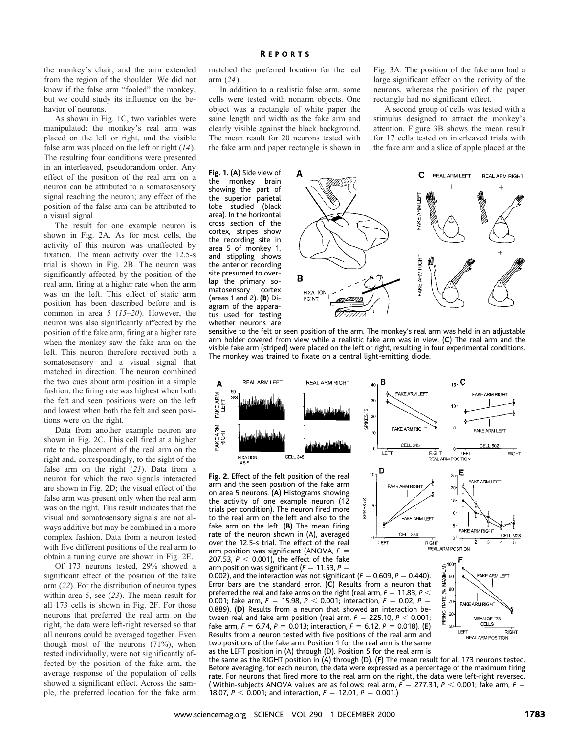the monkey's chair, and the arm extended from the region of the shoulder. We did not know if the false arm "fooled" the monkey, but we could study its influence on the behavior of neurons.

As shown in Fig. 1C, two variables were manipulated: the monkey's real arm was placed on the left or right, and the visible false arm was placed on the left or right (*14*). The resulting four conditions were presented in an interleaved, pseudorandom order. Any effect of the position of the real arm on a neuron can be attributed to a somatosensory signal reaching the neuron; any effect of the position of the false arm can be attributed to a visual signal.

The result for one example neuron is shown in Fig. 2A. As for most cells, the activity of this neuron was unaffected by fixation. The mean activity over the 12.5-s trial is shown in Fig. 2B. The neuron was significantly affected by the position of the real arm, firing at a higher rate when the arm was on the left. This effect of static arm position has been described before and is common in area 5 (*15*–*20*). However, the neuron was also significantly affected by the position of the fake arm, firing at a higher rate when the monkey saw the fake arm on the left. This neuron therefore received both a somatosensory and a visual signal that matched in direction. The neuron combined the two cues about arm position in a simple fashion: the firing rate was highest when both the felt and seen positions were on the left and lowest when both the felt and seen positions were on the right.

Data from another example neuron are shown in Fig. 2C. This cell fired at a higher rate to the placement of the real arm on the right and, correspondingly, to the sight of the false arm on the right (*21*). Data from a neuron for which the two signals interacted are shown in Fig. 2D; the visual effect of the false arm was present only when the real arm was on the right. This result indicates that the visual and somatosensory signals are not always additive but may be combined in a more complex fashion. Data from a neuron tested with five different positions of the real arm to obtain a tuning curve are shown in Fig. 2E.

Of 173 neurons tested, 29% showed a significant effect of the position of the fake arm (*22*). For the distribution of neuron types within area 5, see (*23*). The mean result for all 173 cells is shown in Fig. 2F. For those neurons that preferred the real arm on the right, the data were left-right reversed so that all neurons could be averaged together. Even though most of the neurons (71%), when tested individually, were not significantly affected by the position of the fake arm, the average response of the population of cells showed a significant effect. Across the sample, the preferred location for the fake arm matched the preferred location for the real arm (*24*).

In addition to a realistic false arm, some cells were tested with nonarm objects. One object was a rectangle of white paper the same length and width as the fake arm and clearly visible against the black background. The mean result for 20 neurons tested with the fake arm and paper rectangle is shown in Fig. 3A. The position of the fake arm had a large significant effect on the activity of the neurons, whereas the position of the paper rectangle had no significant effect.

A second group of cells was tested with a stimulus designed to attract the monkey's attention. Figure 3B shows the mean result for 17 cells tested on interleaved trials with the fake arm and a slice of apple placed at the

**Fig. 1.** (**A**) Side view of the monkey brain showing the part of the superior parietal lobe studied (black area). In the horizontal cross section of the cortex, stripes show the recording site in area 5 of monkey 1, and stippling shows the anterior recording site presumed to overlap the primary somatosensory cortex (areas 1 and 2). (**B**) Diagram of the apparatus used for testing whether neurons are sensitive to the felt or seen position of the arm. The monkey's real arm was held in an adjustable arm holder covered from view while a realistic fake arm was in view. (**C**) The real arm and the visible fake arm (striped) were placed on the left or right, resulting in four experimental conditions. The monkey was trained to fixate on a central light-emitting diode.

**Fig. 2.** Effect of the felt position of the real arm and the seen position of the fake arm on area 5 neurons. (**A**) Histograms showing the activity of one example neuron (12 trials per condition). The neuron fired more to the real arm on the left and also to the fake arm on the left. (**B**) The mean firing rate of the neuron shown in (A), averaged over the 12.5-s trial. The effect of the real arm position was significant (ANOVA, $F = 207.53$, $P < 0.001$), the effect of the fake arm position was significant ($F = 11.53$, $P = 0.002$), and the interaction was not significant ($F = 0.609$, $P = 0.440$). Error bars are the standard error. (**C**) Results from a neuron that preferred the real and fake arms on the right (real arm, $F = 11.83$, $P < 0.001$; fake arm, $F = 15.98$, $P < 0.001$; interaction, $F = 0.02$, $P = 0.889$). (**D**) Results from a neuron that showed an interaction between real and fake arm position (real arm, $F = 225.10$, $P < 0.001$; fake arm, $F = 6.74$, $P = 0.013$; interaction, $F = 6.12$, $P = 0.018$). (**E**) Results from a neuron tested with five positions of the real arm and two positions of the fake arm. Position 1 for the real arm is the same as the LEFT position in (A) through (D). Position 5 for the real arm is the same as the RIGHT position in (A) through (D). (**F**) The mean result for all 173 neurons tested. Before averaging, for each neuron, the data were expressed as a percentage of the maximum firing rate. For neurons that fired more to the real arm on the right, the data were left-right reversed. (Within-subjects ANOVA values are as follows: real arm, $F = 277.31$, $P < 0.001$; fake arm, $F = 18.07$, $P < 0.001$; and interaction, $F = 12.01$, $P = 0.001$.)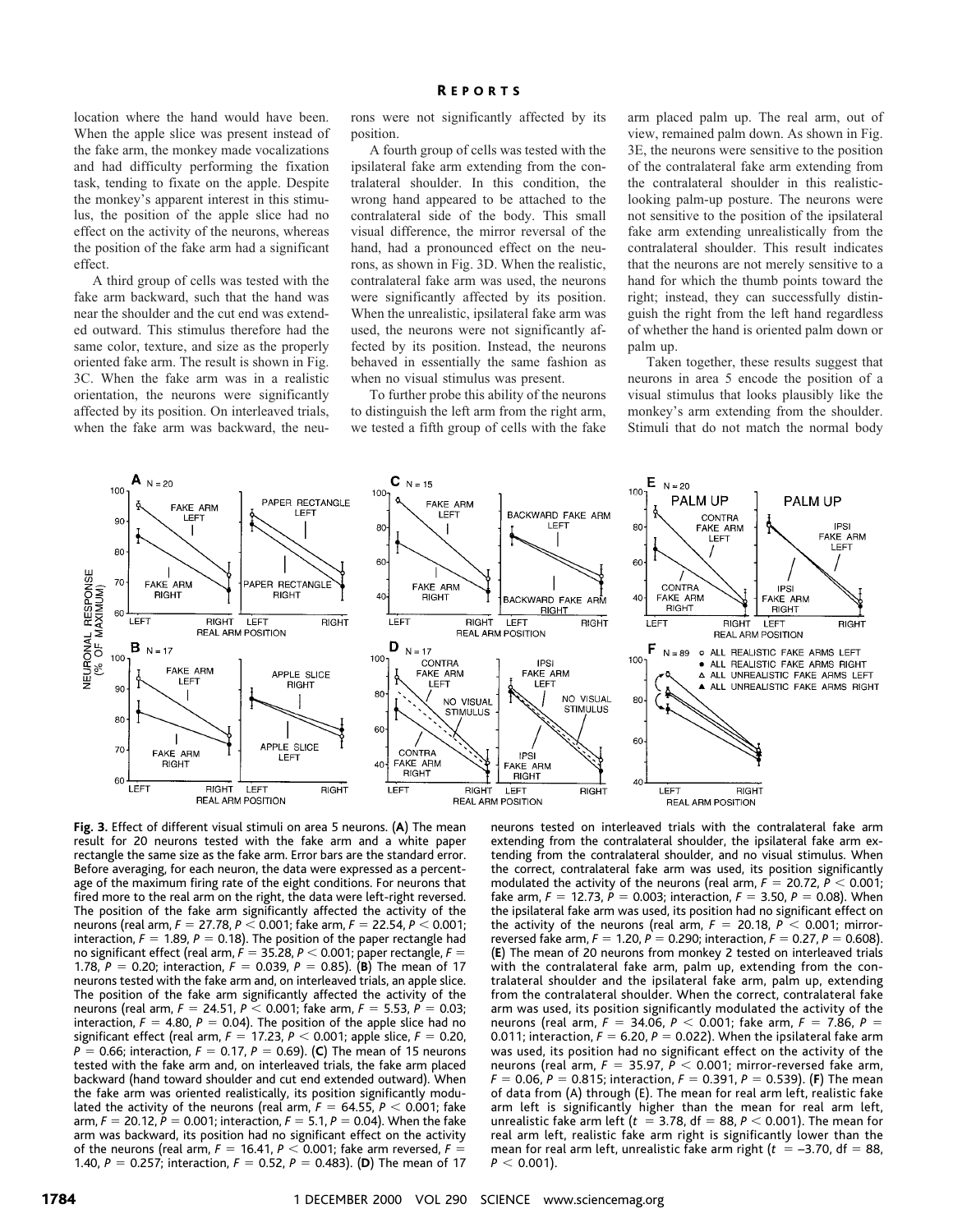location where the hand would have been. When the apple slice was present instead of the fake arm, the monkey made vocalizations and had difficulty performing the fixation task, tending to fixate on the apple. Despite the monkey's apparent interest in this stimulus, the position of the apple slice had no effect on the activity of the neurons, whereas the position of the fake arm had a significant effect.

A third group of cells was tested with the fake arm backward, such that the hand was near the shoulder and the cut end was extended outward. This stimulus therefore had the same color, texture, and size as the properly oriented fake arm. The result is shown in Fig. 3C. When the fake arm was in a realistic orientation, the neurons were significantly affected by its position. On interleaved trials, when the fake arm was backward, the neurons were not significantly affected by its position.

A fourth group of cells was tested with the ipsilateral fake arm extending from the contralateral shoulder. In this condition, the wrong hand appeared to be attached to the contralateral side of the body. This small visual difference, the mirror reversal of the hand, had a pronounced effect on the neurons, as shown in Fig. 3D. When the realistic, contralateral fake arm was used, the neurons were significantly affected by its position. When the unrealistic, ipsilateral fake arm was used, the neurons were not significantly affected by its position. Instead, the neurons behaved in essentially the same fashion as when no visual stimulus was present.

To further probe this ability of the neurons to distinguish the left arm from the right arm, we tested a fifth group of cells with the fake arm placed palm up. The real arm, out of view, remained palm down. As shown in Fig. 3E, the neurons were sensitive to the position of the contralateral fake arm extending from the contralateral shoulder in this realistic-looking palm-up posture. The neurons were not sensitive to the position of the ipsilateral fake arm extending unrealistically from the contralateral shoulder. This result indicates that the neurons are not merely sensitive to a hand for which the thumb points toward the right; instead, they can successfully distinguish the right from the left hand regardless of whether the hand is oriented palm down or palm up.

Taken together, these results suggest that neurons in area 5 encode the position of a visual stimulus that looks plausibly like the monkey's arm extending from the shoulder. Stimuli that do not match the normal body

**Fig. 3.** Effect of different visual stimuli on area 5 neurons. (**A**) The mean result for 20 neurons tested with the fake arm and a white paper rectangle the same size as the fake arm. Error bars are the standard error. Before averaging, for each neuron, the data were expressed as a percentage of the maximum firing rate of the eight conditions. For neurons that fired more to the real arm on the right, the data were left-right reversed. The position of the fake arm significantly affected the activity of the neurons (real arm, $F = 27.78$, $P < 0.001$; fake arm, $F = 22.54$, $P < 0.001$; interaction, $F = 1.89$, $P = 0.18$). The position of the paper rectangle had no significant effect (real arm, $F = 35.28$, $P < 0.001$; paper rectangle, $F = 1.78$, $P = 0.20$; interaction, $F = 0.039$, $P = 0.85$). (**B**) The mean of 17 neurons tested with the fake arm and, on interleaved trials, an apple slice. The position of the fake arm significantly affected the activity of the neurons (real arm, $F = 24.51$, $P < 0.001$; fake arm, $F = 5.53$, $P = 0.03$; interaction, $F = 4.80$, $P = 0.04$). The position of the apple slice had no significant effect (real arm, $F = 17.23$, $P < 0.001$; apple slice, $F = 0.20$, $P = 0.66$; interaction, $F = 0.17$, $P = 0.69$). (**C**) The mean of 15 neurons tested with the fake arm and, on interleaved trials, the fake arm placed backward (hand toward shoulder and cut end extended outward). When the fake arm was oriented realistically, its position significantly modulated the activity of the neurons (real arm, $F = 64.55$, $P < 0.001$; fake arm, $F = 20.12$, $P = 0.001$; interaction, $F = 5.1$, $P = 0.04$). When the fake arm was backward, its position had no significant effect on the activity of the neurons (real arm, $F = 16.41$, $P < 0.001$; fake arm reversed, $F = 1.40$, $P = 0.257$; interaction, $F = 0.52$, $P = 0.483$). (**D**) The mean of 17 neurons tested on interleaved trials with the contralateral fake arm extending from the contralateral shoulder, the ipsilateral fake arm extending from the contralateral shoulder, and no visual stimulus. When the correct, contralateral fake arm was used, its position significantly modulated the activity of the neurons (real arm, $F = 20.72$, $P < 0.001$; fake arm, $F = 12.73$, $P = 0.003$; interaction, $F = 3.50$, $P = 0.08$). When the ipsilateral fake arm was used, its position had no significant effect on the activity of the neurons (real arm, $F = 20.18$, $P < 0.001$; mirror-reversed fake arm, $F = 1.20$, $P = 0.290$; interaction, $F = 0.27$, $P = 0.608$). (**E**) The mean of 20 neurons from monkey 2 tested on interleaved trials with the contralateral fake arm, palm up, extending from the contralateral shoulder and the ipsilateral fake arm, palm up, extending from the contralateral shoulder. When the correct, contralateral fake arm was used, its position significantly modulated the activity of the neurons (real arm, $F = 34.06$, $P < 0.001$; fake arm, $F = 7.86$, $P = 0.011$; interaction, $F = 6.20$, $P = 0.022$). When the ipsilateral fake arm was used, its position had no significant effect on the activity of the neurons (real arm, $F = 35.97$, $P < 0.001$; mirror-reversed fake arm, $F = 0.06$, $P = 0.815$; interaction, $F = 0.391$, $P = 0.539$). (**F**) The mean of data from (A) through (E). The mean for real arm left, realistic fake arm left is significantly higher than the mean for real arm left, unrealistic fake arm left ($t = 3.78$, df = 88, $P < 0.001$). The mean for real arm left, realistic fake arm right is significantly lower than the mean for real arm left, unrealistic fake arm right ($t = -3.70$, df = 88, $P < 0.001$).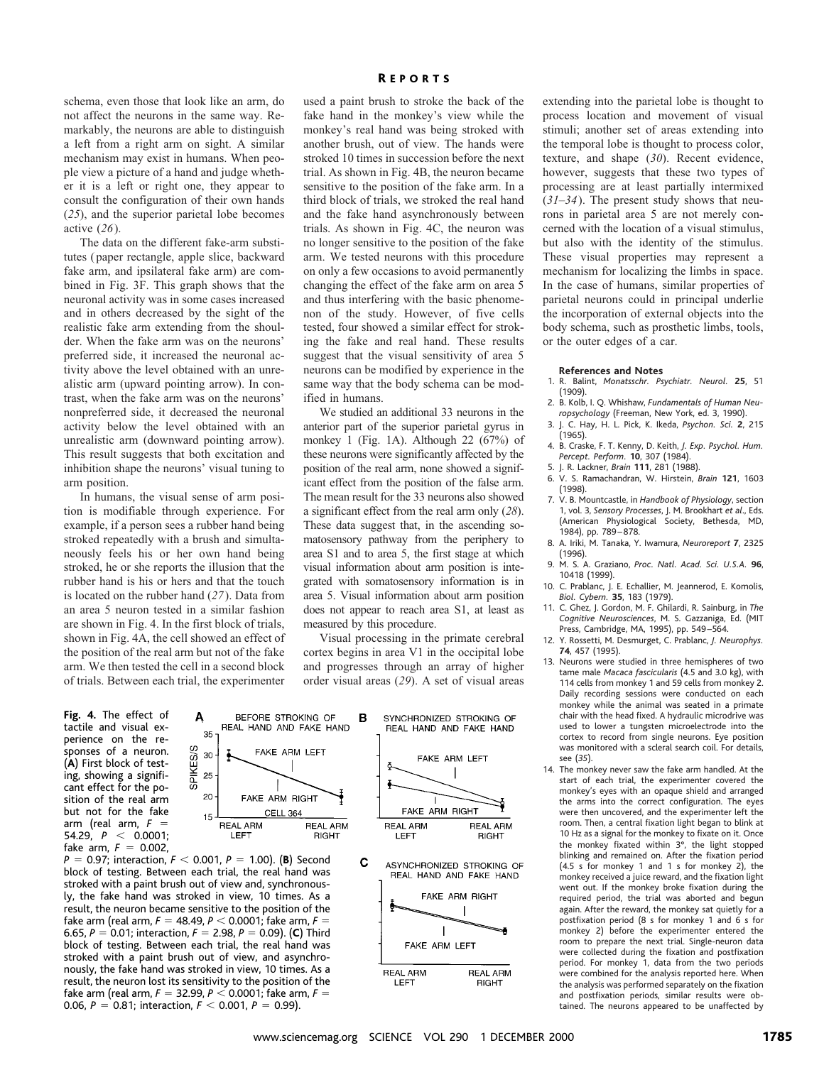schema, even those that look like an arm, do not affect the neurons in the same way. Remarkably, the neurons are able to distinguish a left from a right arm on sight. A similar mechanism may exist in humans. When people view a picture of a hand and judge whether it is a left or right one, they appear to consult the configuration of their own hands (*25*), and the superior parietal lobe becomes active (*26*).

The data on the different fake-arm substitutes (paper rectangle, apple slice, backward fake arm, and ipsilateral fake arm) are combined in Fig. 3F. This graph shows that the neuronal activity was in some cases increased and in others decreased by the sight of the realistic fake arm extending from the shoulder. When the fake arm was on the neurons' preferred side, it increased the neuronal activity above the level obtained with an unrealistic arm (upward pointing arrow). In contrast, when the fake arm was on the neurons' nonpreferred side, it decreased the neuronal activity below the level obtained with an unrealistic arm (downward pointing arrow). This result suggests that both excitation and inhibition shape the neurons' visual tuning to arm position.

In humans, the visual sense of arm position is modifiable through experience. For example, if a person sees a rubber hand being stroked repeatedly with a brush and simultaneously feels his or her own hand being stroked, he or she reports the illusion that the rubber hand is his or hers and that the touch is located on the rubber hand (*27*). Data from an area 5 neuron tested in a similar fashion are shown in Fig. 4. In the first block of trials, shown in Fig. 4A, the cell showed an effect of the position of the real arm but not of the fake arm. We then tested the cell in a second block of trials. Between each trial, the experimenter used a paint brush to stroke the back of the fake hand in the monkey's view while the monkey's real hand was being stroked with another brush, out of view. The hands were stroked 10 times in succession before the next trial. As shown in Fig. 4B, the neuron became sensitive to the position of the fake arm. In a third block of trials, we stroked the real hand and the fake hand asynchronously between trials. As shown in Fig. 4C, the neuron was no longer sensitive to the position of the fake arm. We tested neurons with this procedure on only a few occasions to avoid permanently changing the effect of the fake arm on area 5 and thus interfering with the basic phenomenon of the study. However, of five cells tested, four showed a similar effect for stroking the fake and real hand. These results suggest that the visual sensitivity of area 5 neurons can be modified by experience in the same way that the body schema can be modified in humans.

We studied an additional 33 neurons in the anterior part of the superior parietal gyrus in monkey 1 (Fig. 1A). Although 22 (67%) of these neurons were significantly affected by the position of the real arm, none showed a significant effect from the position of the false arm. The mean result for the 33 neurons also showed a significant effect from the real arm only (*28*). These data suggest that, in the ascending somatosensory pathway from the periphery to area S1 and to area 5, the first stage at which visual information about arm position is integrated with somatosensory information is in area 5. Visual information about arm position does not appear to reach area S1, at least as measured by this procedure.

Visual processing in the primate cerebral cortex begins in area V1 in the occipital lobe and progresses through an array of higher order visual areas (*29*). A set of visual areas extending into the parietal lobe is thought to process location and movement of visual stimuli; another set of areas extending into the temporal lobe is thought to process color, texture, and shape (*30*). Recent evidence, however, suggests that these two types of processing are at least partially intermixed (*31–34*). The present study shows that neurons in parietal area 5 are not merely concerned with the location of a visual stimulus, but also with the identity of the stimulus. These visual properties may represent a mechanism for localizing the limbs in space. In the case of humans, similar properties of parietal neurons could in principal underlie the incorporation of external objects into the body schema, such as prosthetic limbs, tools, or the outer edges of a car.

**Fig. 4.** The effect of tactile and visual experience on the responses of a neuron. (**A**) First block of testing, showing a significant effect for the position of the real arm but not for the fake arm (real arm, $F = 54.29$, $P < 0.0001$; fake arm, $F = 0.002$, $P = 0.97$; interaction, $F < 0.001$, $P = 1.00$). (**B**) Second block of testing. Between each trial, the real hand was stroked with a paint brush out of view and, synchronously, the fake hand was stroked in view, 10 times. As a result, the neuron became sensitive to the position of the fake arm (real arm, $F = 48.49$, $P < 0.0001$; fake arm, $F = 6.65$, $P = 0.01$; interaction, $F = 2.98$, $P = 0.09$). (**C**) Third block of testing. Between each trial, the real hand was stroked with a paint brush out of view, and asynchronously, the fake hand was stroked in view, 10 times. As a result, the neuron lost its sensitivity to the position of the fake arm (real arm, $F = 32.99$, $P < 0.0001$; fake arm, $F = 0.06$, $P = 0.81$; interaction, $F < 0.001$, $P = 0.99$).

### References and Notes

1. R. Balint, *Monatsschr. Psychiatr. Neurol.* **25**, 51 (1909).
2. B. Kolb, I. Q. Whishaw, *Fundamentals of Human Neuropsychology* (Freeman, New York, ed. 3, 1990).
3. J. C. Hay, H. L. Pick, K. Ikeda, *Psychon. Sci.* **2**, 215 (1965).
4. B. Craske, F. T. Kenny, D. Keith, *J. Exp. Psychol. Hum. Percept. Perform.* **10**, 307 (1984).
5. J. R. Lackner, *Brain* **111**, 281 (1988).
6. V. S. Ramachandran, W. Hirstein, *Brain* **121**, 1603 (1998).
7. V. B. Mountcastle, in *Handbook of Physiology*, section 1, vol. 3, *Sensory Processes*, J. M. Brookhart *et al.*, Eds. (American Physiological Society, Bethesda, MD, 1984), pp. 789–878.
8. A. Iriki, M. Tanaka, Y. Iwamura, *Neuroreport* **7**, 2325 (1996).
9. M. S. A. Graziano, *Proc. Natl. Acad. Sci. U.S.A.* **96**, 10418 (1999).
10. C. Prablanc, J. E. Echallier, M. Jeannerod, E. Komolis, *Biol. Cybern.* **35**, 183 (1979).
11. C. Ghez, J. Gordon, M. F. Ghilardi, R. Sainburg, in *The Cognitive Neurosciences*, M. S. Gazzaniga, Ed. (MIT Press, Cambridge, MA, 1995), pp. 549–564.
12. Y. Rossetti, M. Desmurget, C. Prablanc, *J. Neurophys.* **74**, 457 (1995).
13. Neurons were studied in three hemispheres of two tame male *Macaca fascicularis* (4.5 and 3.0 kg), with 114 cells from monkey 1 and 59 cells from monkey 2. Daily recording sessions were conducted on each monkey while the animal was seated in a primate chair with the head fixed. A hydraulic microdrive was used to lower a tungsten microelectrode into the cortex to record from single neurons. Eye position was monitored with a scleral search coil. For details, see (*35*).
14. The monkey never saw the fake arm handled. At the start of each trial, the experimenter covered the monkey's eyes with an opaque shield and arranged the arms into the correct configuration. The eyes were then uncovered, and the experimenter left the room. Then, a central fixation light began to blink at 10 Hz as a signal for the monkey to fixate on it. Once the monkey fixated within 3°, the light stopped blinking and remained on. After the fixation period (4.5 s for monkey 1 and 1 s for monkey 2), the monkey received a juice reward, and the fixation light went out. If the monkey broke fixation during the required period, the trial was aborted and begun again. After the reward, the monkey sat quietly for a postfixation period (8 s for monkey 1 and 6 s for monkey 2) before the experimenter entered the room to prepare the next trial. Single-neuron data were collected during the fixation and postfixation period. For monkey 1, data from the two periods were combined for the analysis reported here. When the analysis was performed separately on the fixation and postfixation periods, similar results were obtained. The neurons appeared to be unaffected by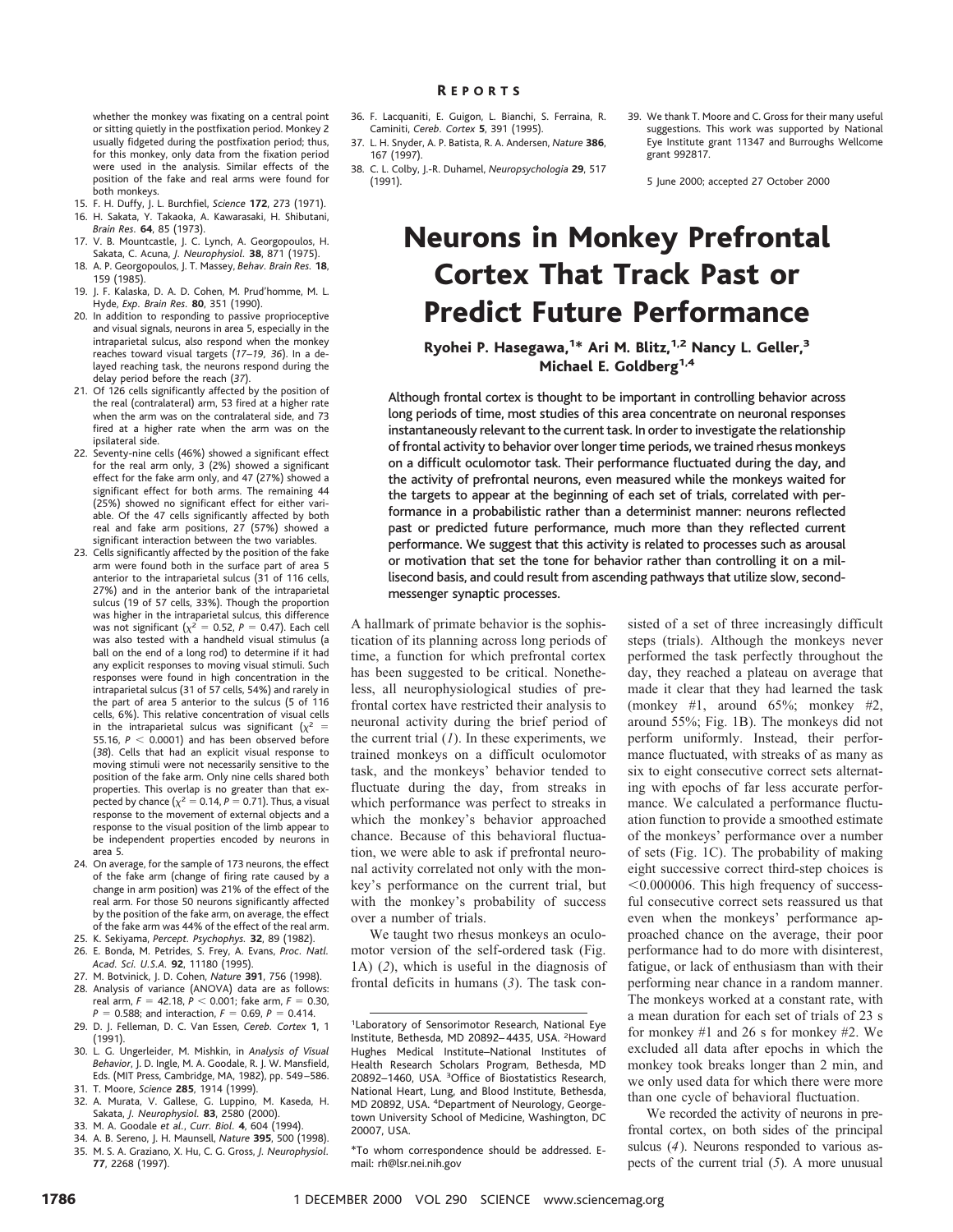whether the monkey was fixating on a central point or sitting quietly in the postfixation period. Monkey 2 usually fidgeted during the postfixation period; thus, for this monkey, only data from the fixation period were used in the analysis. Similar effects of the position of the fake and real arms were found for both monkeys.

15. F. H. Duffy, J. L. Burchfiel, *Science* **172**, 273 (1971).
16. H. Sakata, Y. Takaoka, A. Kawarasaki, H. Shibutani, *Brain Res.* **64**, 85 (1973).
17. V. B. Mountcastle, J. C. Lynch, A. Georgopoulos, H. Sakata, C. Acuna, *J. Neurophysiol.* **38**, 871 (1975).
18. A. P. Georgopoulos, J. T. Massey, *Behav. Brain Res.* **18**, 159 (1985).
19. J. F. Kalaska, D. A. D. Cohen, M. Prud'homme, M. L. Hyde, *Exp. Brain Res.* **80**, 351 (1990).
20. In addition to responding to passive proprioceptive and visual signals, neurons in area 5, especially in the intraparietal sulcus, also respond when the monkey reaches toward visual targets (*17–19, 36*). In a delayed reaching task, the neurons respond during the delay period before the reach (*37*).
21. Of 126 cells significantly affected by the position of the real (contralateral) arm, 53 fired at a higher rate when the arm was on the contralateral side, and 73 fired at a higher rate when the arm was on the ipsilateral side.
22. Seventy-nine cells (46%) showed a significant effect for the real arm only, 3 (2%) showed a significant effect for the fake arm only, and 47 (27%) showed a significant effect for both arms. The remaining 44 (25%) showed no significant effect for either variable. Of the 47 cells significantly affected by both real and fake arm positions, 27 (57%) showed a significant interaction between the two variables.
23. Cells significantly affected by the position of the fake arm were found both in the surface part of area 5 anterior to the intraparietal sulcus (31 of 116 cells, 27%) and in the anterior bank of the intraparietal sulcus (19 of 57 cells, 33%). Though the proportion was higher in the intraparietal sulcus, this difference was not significant ($\chi^2 = 0.52$, $P = 0.47$). Each cell was also tested with a handheld visual stimulus (a ball on the end of a long rod) to determine if it had any explicit responses to moving visual stimuli. Such responses were found in high concentration in the intraparietal sulcus (31 of 57 cells, 54%) and rarely in the part of area 5 anterior to the sulcus (5 of 116 cells, 6%). This relative concentration of visual cells in the intraparietal sulcus was significant ($\chi^2 = 55.16$, $P < 0.0001$) and has been observed before (*38*). Cells that had an explicit visual response to moving stimuli were not necessarily sensitive to the position of the fake arm. Only nine cells shared both properties. This overlap is no greater than that expected by chance ($\chi^2 = 0.14$, $P = 0.71$). Thus, a visual response to the movement of external objects and a response to the visual position of the limb appear to be independent properties encoded by neurons in area 5.
24. On average, for the sample of 173 neurons, the effect of the fake arm (change of firing rate caused by a change in arm position) was 21% of the effect of the real arm. For those 50 neurons significantly affected by the position of the fake arm, on average, the effect of the fake arm was 44% of the effect of the real arm.
25. K. Sekiyama, *Percept. Psychophys.* **32**, 89 (1982).
26. E. Bonda, M. Petrides, S. Frey, A. Evans, *Proc. Natl. Acad. Sci. U.S.A.* **92**, 11180 (1995).
27. M. Botvinick, J. D. Cohen, *Nature* **391**, 756 (1998).
28. Analysis of variance (ANOVA) data are as follows: real arm, $F = 42.18$, $P < 0.001$; fake arm, $F = 0.30$, $P = 0.588$; and interaction, $F = 0.69$, $P = 0.414$.
29. D. J. Felleman, D. C. Van Essen, *Cereb. Cortex* **1**, 1 (1991).
30. L. G. Ungerleider, M. Mishkin, in *Analysis of Visual Behavior*, J. D. Ingle, M. A. Goodale, R. J. W. Mansfield, Eds. (MIT Press, Cambridge, MA, 1982), pp. 549–586.
31. T. Moore, *Science* **285**, 1914 (1999).
32. A. Murata, V. Gallese, G. Luppino, M. Kaseda, H. Sakata, *J. Neurophysiol.* **83**, 2580 (2000).
33. M. A. Goodale *et al.*, *Curr. Biol.* **4**, 604 (1994).
34. A. B. Sereno, J. H. Maunsell, *Nature* **395**, 500 (1998).
35. M. S. A. Graziano, X. Hu, C. G. Gross, *J. Neurophysiol.* **77**, 2268 (1997).
36. F. Lacquaniti, E. Guigon, L. Bianchi, S. Ferraina, R. Caminiti, *Cereb. Cortex* **5**, 391 (1995).
37. L. H. Snyder, A. P. Batista, R. A. Andersen, *Nature* **386**, 167 (1997).
38. C. L. Colby, J.-R. Duhamel, *Neuropsychologia* **29**, 517 (1991).
39. We thank T. Moore and C. Gross for their many useful suggestions. This work was supported by National Eye Institute grant 11347 and Burroughs Wellcome grant 992817.

5 June 2000; accepted 27 October 2000

# Neurons in Monkey Prefrontal Cortex That Track Past or Predict Future Performance

**Ryohei P. Hasegawa,[1]* Ari M. Blitz,[1,2] Nancy L. Geller,[3] Michael E. Goldberg[1,4]**

**Although frontal cortex is thought to be important in controlling behavior across long periods of time, most studies of this area concentrate on neuronal responses instantaneously relevant to the current task. In order to investigate the relationship of frontal activity to behavior over longer time periods, we trained rhesus monkeys on a difficult oculomotor task. Their performance fluctuated during the day, and the activity of prefrontal neurons, even measured while the monkeys waited for the targets to appear at the beginning of each set of trials, correlated with performance in a probabilistic rather than a determinist manner: neurons reflected past or predicted future performance, much more than they reflected current performance. We suggest that this activity is related to processes such as arousal or motivation that set the tone for behavior rather than controlling it on a millisecond basis, and could result from ascending pathways that utilize slow, second-messenger synaptic processes.**

A hallmark of primate behavior is the sophistication of its planning across long periods of time, a function for which prefrontal cortex has been suggested to be critical. Nonetheless, all neurophysiological studies of prefrontal cortex have restricted their analysis to neuronal activity during the brief period of the current trial (*1*). In these experiments, we trained monkeys on a difficult oculomotor task, and the monkeys' behavior tended to fluctuate during the day, from streaks in which performance was perfect to streaks in which the monkey's behavior approached chance. Because of this behavioral fluctuation, we were able to ask if prefrontal neuronal activity correlated not only with the monkey's performance on the current trial, but with the monkey's probability of success over a number of trials.

We taught two rhesus monkeys an oculomotor version of the self-ordered task (Fig. 1A) (*2*), which is useful in the diagnosis of frontal deficits in humans (*3*). The task consisted of a set of three increasingly difficult steps (trials). Although the monkeys never performed the task perfectly throughout the day, they reached a plateau on average that made it clear that they had learned the task (monkey #1, around 65%; monkey #2, around 55%; Fig. 1B). The monkeys did not perform uniformly. Instead, their performance fluctuated, with streaks of as many as six to eight consecutive correct sets alternating with epochs of far less accurate performance. We calculated a performance fluctuation function to provide a smoothed estimate of the monkeys' performance over a number of sets (Fig. 1C). The probability of making eight successive correct third-step choices is <0.000006. This high frequency of successful consecutive correct sets reassured us that even when the monkeys' performance approached chance on the average, their poor performance had to do more with disinterest, fatigue, or lack of enthusiasm than with their performing near chance in a random manner. The monkeys worked at a constant rate, with a mean duration for each set of trials of 23 s for monkey #1 and 26 s for monkey #2. We excluded all data after epochs in which the monkey took breaks longer than 2 min, and we only used data for which there were more than one cycle of behavioral fluctuation.

We recorded the activity of neurons in prefrontal cortex, on both sides of the principal sulcus (*4*). Neurons responded to various aspects of the current trial (*5*). A more unusual

[1]Laboratory of Sensorimotor Research, National Eye Institute, Bethesda, MD 20892–4435, USA. [2]Howard Hughes Medical Institute–National Institutes of Health Research Scholars Program, Bethesda, MD 20892–1460, USA. [3]Office of Biostatistics Research, National Heart, Lung, and Blood Institute, Bethesda, MD 20892, USA. [4]Department of Neurology, Georgetown University School of Medicine, Washington, DC 20007, USA.

*To whom correspondence should be addressed. E-mail: rh@lsr.nei.nih.gov